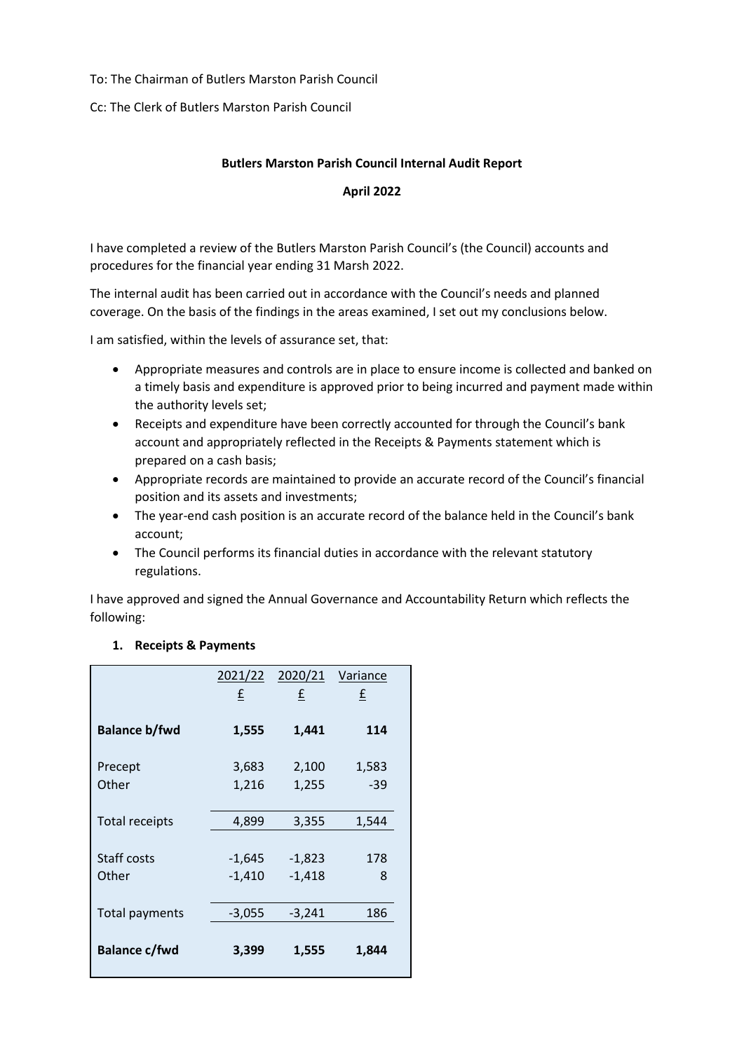To: The Chairman of Butlers Marston Parish Council

Cc: The Clerk of Butlers Marston Parish Council

**Butlers Marston Parish Council Internal Audit Report**

**April 2022**

I have completed a review of the Butlers Marston Parish Council's (the Council) accounts and procedures for the financial year ending 31 Marsh 2022.

The internal audit has been carried out in accordance with the Council's needs and planned coverage. On the basis of the findings in the areas examined, I set out my conclusions below.

I am satisfied, within the levels of assurance set, that:

- Appropriate measures and controls are in place to ensure income is collected and banked on a timely basis and expenditure is approved prior to being incurred and payment made within the authority levels set;
- Receipts and expenditure have been correctly accounted for through the Council's bank account and appropriately reflected in the Receipts & Payments statement which is prepared on a cash basis;
- Appropriate records are maintained to provide an accurate record of the Council's financial position and its assets and investments;
- The year-end cash position is an accurate record of the balance held in the Council's bank account;
- The Council performs its financial duties in accordance with the relevant statutory regulations.

I have approved and signed the Annual Governance and Accountability Return which reflects the following:

1. **Receipts & Payments**

| | 2021/22 £ | 2020/21 £ | Variance £ |
|---|---|---|---|
| **Balance b/fwd** | **1,555** | **1,441** | **114** |
| Precept | 3,683 | 2,100 | 1,583 |
| Other | 1,216 | 1,255 | -39 |
| Total receipts | 4,899 | 3,355 | 1,544 |
| Staff costs | -1,645 | -1,823 | 178 |
| Other | -1,410 | -1,418 | 8 |
| Total payments | -3,055 | -3,241 | 186 |
| **Balance c/fwd** | **3,399** | **1,555** | **1,844** |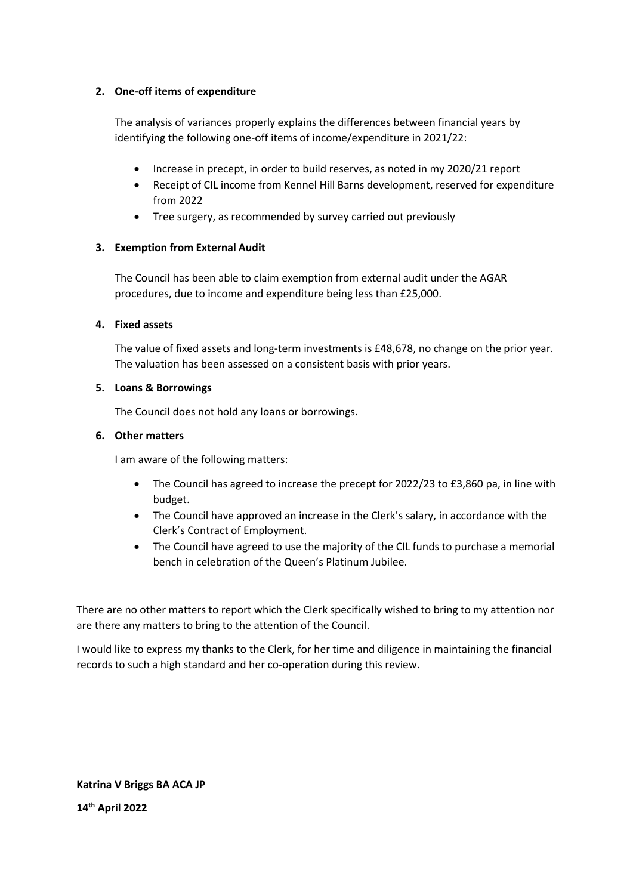**2. One-off items of expenditure**

The analysis of variances properly explains the differences between financial years by identifying the following one-off items of income/expenditure in 2021/22:

- Increase in precept, in order to build reserves, as noted in my 2020/21 report
- Receipt of CIL income from Kennel Hill Barns development, reserved for expenditure from 2022
- Tree surgery, as recommended by survey carried out previously

**3. Exemption from External Audit**

The Council has been able to claim exemption from external audit under the AGAR procedures, due to income and expenditure being less than £25,000.

**4. Fixed assets**

The value of fixed assets and long-term investments is £48,678, no change on the prior year. The valuation has been assessed on a consistent basis with prior years.

**5. Loans & Borrowings**

The Council does not hold any loans or borrowings.

**6. Other matters**

I am aware of the following matters:

- The Council has agreed to increase the precept for 2022/23 to £3,860 pa, in line with budget.
- The Council have approved an increase in the Clerk's salary, in accordance with the Clerk's Contract of Employment.
- The Council have agreed to use the majority of the CIL funds to purchase a memorial bench in celebration of the Queen's Platinum Jubilee.

There are no other matters to report which the Clerk specifically wished to bring to my attention nor are there any matters to bring to the attention of the Council.

I would like to express my thanks to the Clerk, for her time and diligence in maintaining the financial records to such a high standard and her co-operation during this review.

**Katrina V Briggs BA ACA JP**

**14th April 2022**